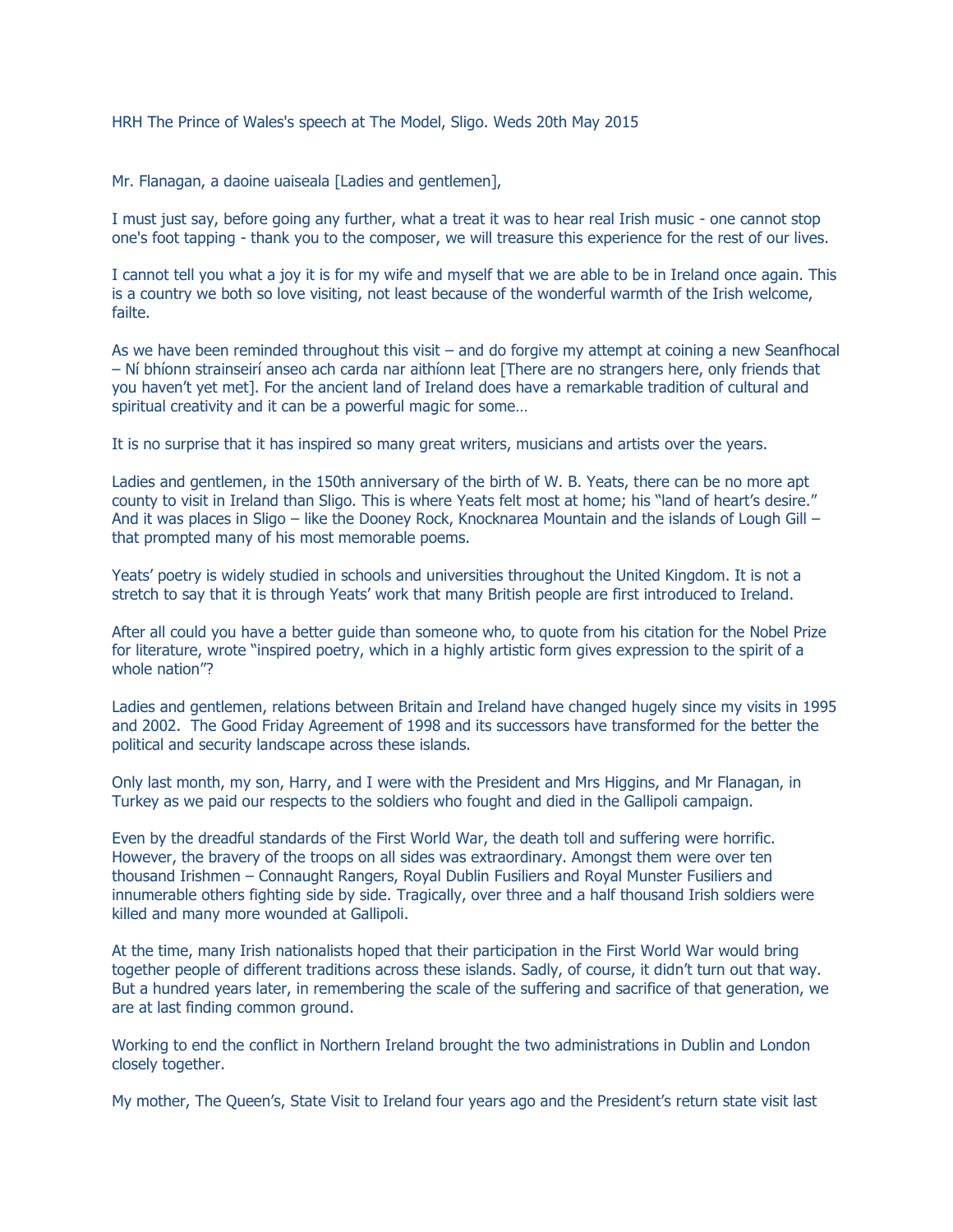HRH The Prince of Wales's speech at The Model, Sligo. Weds 20th May 2015

Mr. Flanagan, a daoine uaiseala [Ladies and gentlemen],

I must just say, before going any further, what a treat it was to hear real Irish music - one cannot stop one's foot tapping - thank you to the composer, we will treasure this experience for the rest of our lives.

I cannot tell you what a joy it is for my wife and myself that we are able to be in Ireland once again. This is a country we both so love visiting, not least because of the wonderful warmth of the Irish welcome, failte.

As we have been reminded throughout this visit – and do forgive my attempt at coining a new Seanfhocal – Ní bhíonn strainseirí anseo ach carda nar aithíonn leat [There are no strangers here, only friends that you haven't yet met]. For the ancient land of Ireland does have a remarkable tradition of cultural and spiritual creativity and it can be a powerful magic for some…

It is no surprise that it has inspired so many great writers, musicians and artists over the years.

Ladies and gentlemen, in the 150th anniversary of the birth of W. B. Yeats, there can be no more apt county to visit in Ireland than Sligo. This is where Yeats felt most at home; his "land of heart's desire." And it was places in Sligo – like the Dooney Rock, Knocknarea Mountain and the islands of Lough Gill – that prompted many of his most memorable poems.

Yeats' poetry is widely studied in schools and universities throughout the United Kingdom. It is not a stretch to say that it is through Yeats' work that many British people are first introduced to Ireland.

After all could you have a better guide than someone who, to quote from his citation for the Nobel Prize for literature, wrote "inspired poetry, which in a highly artistic form gives expression to the spirit of a whole nation"?

Ladies and gentlemen, relations between Britain and Ireland have changed hugely since my visits in 1995 and 2002. The Good Friday Agreement of 1998 and its successors have transformed for the better the political and security landscape across these islands.

Only last month, my son, Harry, and I were with the President and Mrs Higgins, and Mr Flanagan, in Turkey as we paid our respects to the soldiers who fought and died in the Gallipoli campaign.

Even by the dreadful standards of the First World War, the death toll and suffering were horrific. However, the bravery of the troops on all sides was extraordinary. Amongst them were over ten thousand Irishmen – Connaught Rangers, Royal Dublin Fusiliers and Royal Munster Fusiliers and innumerable others fighting side by side. Tragically, over three and a half thousand Irish soldiers were killed and many more wounded at Gallipoli.

At the time, many Irish nationalists hoped that their participation in the First World War would bring together people of different traditions across these islands. Sadly, of course, it didn't turn out that way. But a hundred years later, in remembering the scale of the suffering and sacrifice of that generation, we are at last finding common ground.

Working to end the conflict in Northern Ireland brought the two administrations in Dublin and London closely together.

My mother, The Queen's, State Visit to Ireland four years ago and the President's return state visit last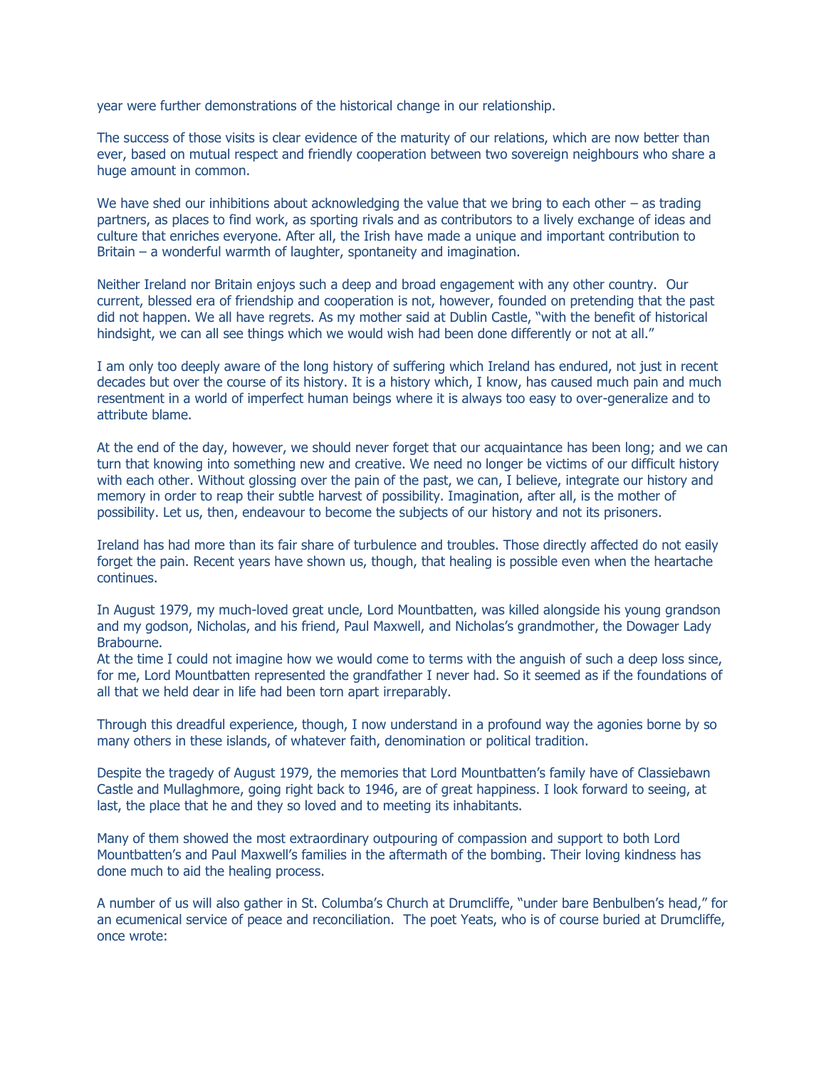year were further demonstrations of the historical change in our relationship.

The success of those visits is clear evidence of the maturity of our relations, which are now better than ever, based on mutual respect and friendly cooperation between two sovereign neighbours who share a huge amount in common.

We have shed our inhibitions about acknowledging the value that we bring to each other – as trading partners, as places to find work, as sporting rivals and as contributors to a lively exchange of ideas and culture that enriches everyone. After all, the Irish have made a unique and important contribution to Britain – a wonderful warmth of laughter, spontaneity and imagination.

Neither Ireland nor Britain enjoys such a deep and broad engagement with any other country. Our current, blessed era of friendship and cooperation is not, however, founded on pretending that the past did not happen. We all have regrets. As my mother said at Dublin Castle, "with the benefit of historical hindsight, we can all see things which we would wish had been done differently or not at all."

I am only too deeply aware of the long history of suffering which Ireland has endured, not just in recent decades but over the course of its history. It is a history which, I know, has caused much pain and much resentment in a world of imperfect human beings where it is always too easy to over-generalize and to attribute blame.

At the end of the day, however, we should never forget that our acquaintance has been long; and we can turn that knowing into something new and creative. We need no longer be victims of our difficult history with each other. Without glossing over the pain of the past, we can, I believe, integrate our history and memory in order to reap their subtle harvest of possibility. Imagination, after all, is the mother of possibility. Let us, then, endeavour to become the subjects of our history and not its prisoners.

Ireland has had more than its fair share of turbulence and troubles. Those directly affected do not easily forget the pain. Recent years have shown us, though, that healing is possible even when the heartache continues.

In August 1979, my much-loved great uncle, Lord Mountbatten, was killed alongside his young grandson and my godson, Nicholas, and his friend, Paul Maxwell, and Nicholas's grandmother, the Dowager Lady Brabourne.
At the time I could not imagine how we would come to terms with the anguish of such a deep loss since, for me, Lord Mountbatten represented the grandfather I never had. So it seemed as if the foundations of all that we held dear in life had been torn apart irreparably.

Through this dreadful experience, though, I now understand in a profound way the agonies borne by so many others in these islands, of whatever faith, denomination or political tradition.

Despite the tragedy of August 1979, the memories that Lord Mountbatten's family have of Classiebawn Castle and Mullaghmore, going right back to 1946, are of great happiness. I look forward to seeing, at last, the place that he and they so loved and to meeting its inhabitants.

Many of them showed the most extraordinary outpouring of compassion and support to both Lord Mountbatten's and Paul Maxwell's families in the aftermath of the bombing. Their loving kindness has done much to aid the healing process.

A number of us will also gather in St. Columba's Church at Drumcliffe, "under bare Benbulben's head," for an ecumenical service of peace and reconciliation. The poet Yeats, who is of course buried at Drumcliffe, once wrote: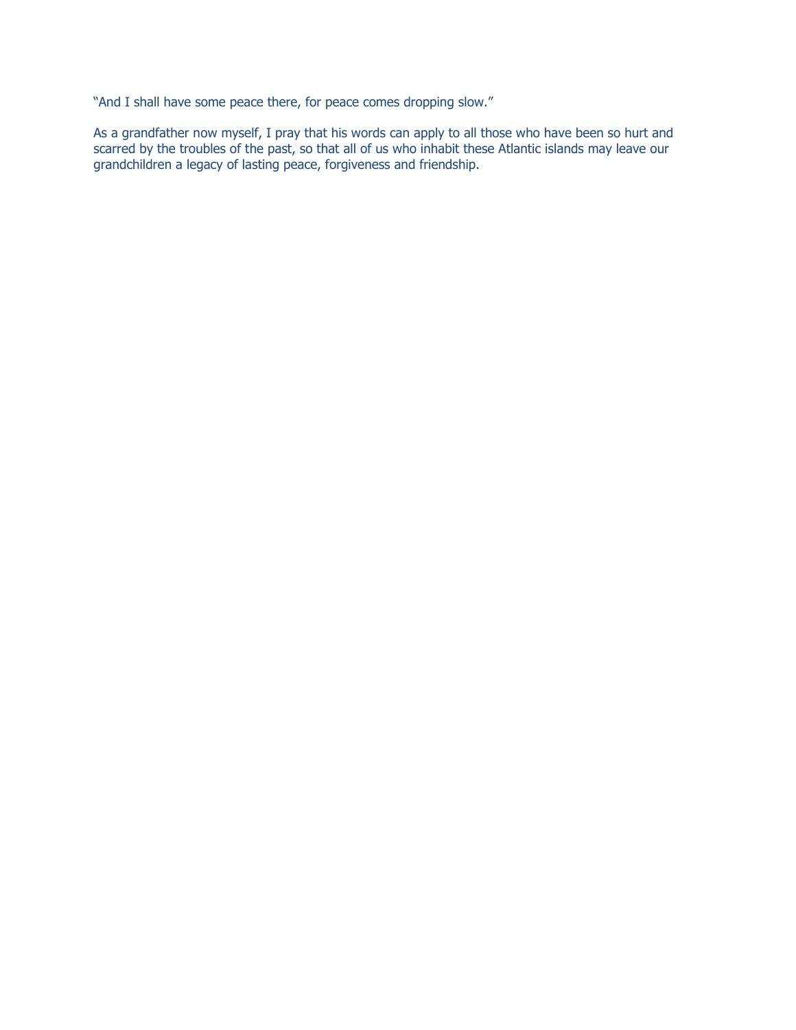"And I shall have some peace there, for peace comes dropping slow."

As a grandfather now myself, I pray that his words can apply to all those who have been so hurt and scarred by the troubles of the past, so that all of us who inhabit these Atlantic islands may leave our grandchildren a legacy of lasting peace, forgiveness and friendship.